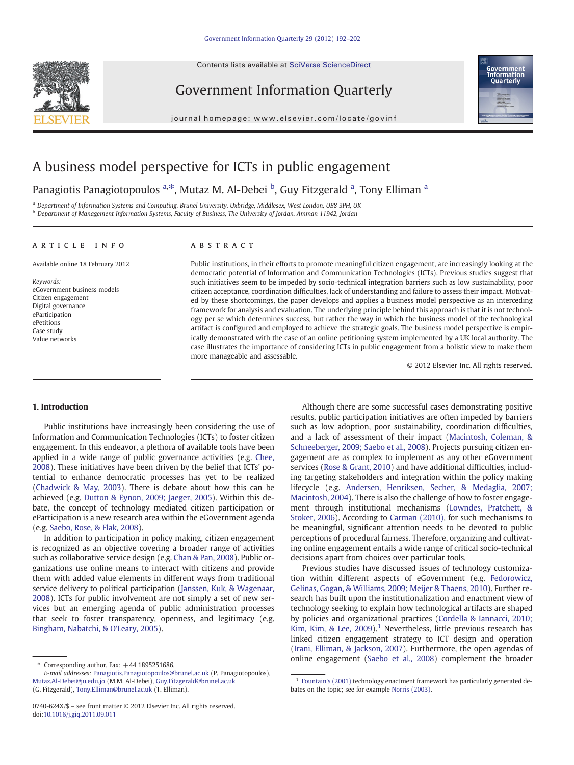# A business model perspective for ICTs in public engagement

Panagiotis Panagiotopoulos [a,*], Mutaz M. Al-Debei [b], Guy Fitzgerald [a], Tony Elliman [a]

[a] Department of Information Systems and Computing, Brunel University, Uxbridge, Middlesex, West London, UB8 3PH, UK

[b] Department of Management Information Systems, Faculty of Business, The University of Jordan, Amman 11942, Jordan

## ARTICLE INFO

Available online 18 February 2012

*Keywords:*
eGovernment business models
Citizen engagement
Digital governance
eParticipation
ePetitions
Case study
Value networks

## ABSTRACT

Public institutions, in their efforts to promote meaningful citizen engagement, are increasingly looking at the democratic potential of Information and Communication Technologies (ICTs). Previous studies suggest that such initiatives seem to be impeded by socio-technical integration barriers such as low sustainability, poor citizen acceptance, coordination difficulties, lack of understanding and failure to assess their impact. Motivated by these shortcomings, the paper develops and applies a business model perspective as an interceding framework for analysis and evaluation. The underlying principle behind this approach is that it is not technology per se which determines success, but rather the way in which the business model of the technological artifact is configured and employed to achieve the strategic goals. The business model perspective is empirically demonstrated with the case of an online petitioning system implemented by a UK local authority. The case illustrates the importance of considering ICTs in public engagement from a holistic view to make them more manageable and assessable.

© 2012 Elsevier Inc. All rights reserved.

## 1. Introduction

Public institutions have increasingly been considering the use of Information and Communication Technologies (ICTs) to foster citizen engagement. In this endeavor, a plethora of available tools have been applied in a wide range of public governance activities (e.g. Chee, 2008). These initiatives have been driven by the belief that ICTs' potential to enhance democratic processes has yet to be realized (Chadwick & May, 2003). There is debate about how this can be achieved (e.g. Dutton & Eynon, 2009; Jaeger, 2005). Within this debate, the concept of technology mediated citizen participation or eParticipation is a new research area within the eGovernment agenda (e.g. Saebo, Rose, & Flak, 2008).

In addition to participation in policy making, citizen engagement is recognized as an objective covering a broader range of activities such as collaborative service design (e.g. Chan & Pan, 2008). Public organizations use online means to interact with citizens and provide them with added value elements in different ways from traditional service delivery to political participation (Janssen, Kuk, & Wagenaar, 2008). ICTs for public involvement are not simply a set of new services but an emerging agenda of public administration processes that seek to foster transparency, openness, and legitimacy (e.g. Bingham, Nabatchi, & O'Leary, 2005).

Although there are some successful cases demonstrating positive results, public participation initiatives are often impeded by barriers such as low adoption, poor sustainability, coordination difficulties, and a lack of assessment of their impact (Macintosh, Coleman, & Schneeberger, 2009; Saebo et al., 2008). Projects pursuing citizen engagement are as complex to implement as any other eGovernment services (Rose & Grant, 2010) and have additional difficulties, including targeting stakeholders and integration within the policy making lifecycle (e.g. Andersen, Henriksen, Secher, & Medaglia, 2007; Macintosh, 2004). There is also the challenge of how to foster engagement through institutional mechanisms (Lowndes, Pratchett, & Stoker, 2006). According to Carman (2010), for such mechanisms to be meaningful, significant attention needs to be devoted to public perceptions of procedural fairness. Therefore, organizing and cultivating online engagement entails a wide range of critical socio-technical decisions apart from choices over particular tools.

Previous studies have discussed issues of technology customization within different aspects of eGovernment (e.g. Fedorowicz, Gelinas, Gogan, & Williams, 2009; Meijer & Thaens, 2010). Further research has built upon the institutionalization and enactment view of technology seeking to explain how technological artifacts are shaped by policies and organizational practices (Cordella & Iannacci, 2010; Kim, Kim, & Lee, 2009).[1] Nevertheless, little previous research has linked citizen engagement strategy to ICT design and operation (Irani, Elliman, & Jackson, 2007). Furthermore, the open agendas of online engagement (Saebo et al., 2008) complement the broader

---

* Corresponding author. Fax: +44 1895251686.
*E-mail addresses:* Panagiotis.Panagiotopoulos@brunel.ac.uk (P. Panagiotopoulos), Mutaz.Al-Debei@ju.edu.jo (M.M. Al-Debei), Guy.Fitzgerald@brunel.ac.uk (G. Fitzgerald), Tony.Elliman@brunel.ac.uk (T. Elliman).

0740-624X/$ – see front matter © 2012 Elsevier Inc. All rights reserved.
doi:10.1016/j.giq.2011.09.011

[1] Fountain's (2001) technology enactment framework has particularly generated debates on the topic; see for example Norris (2003).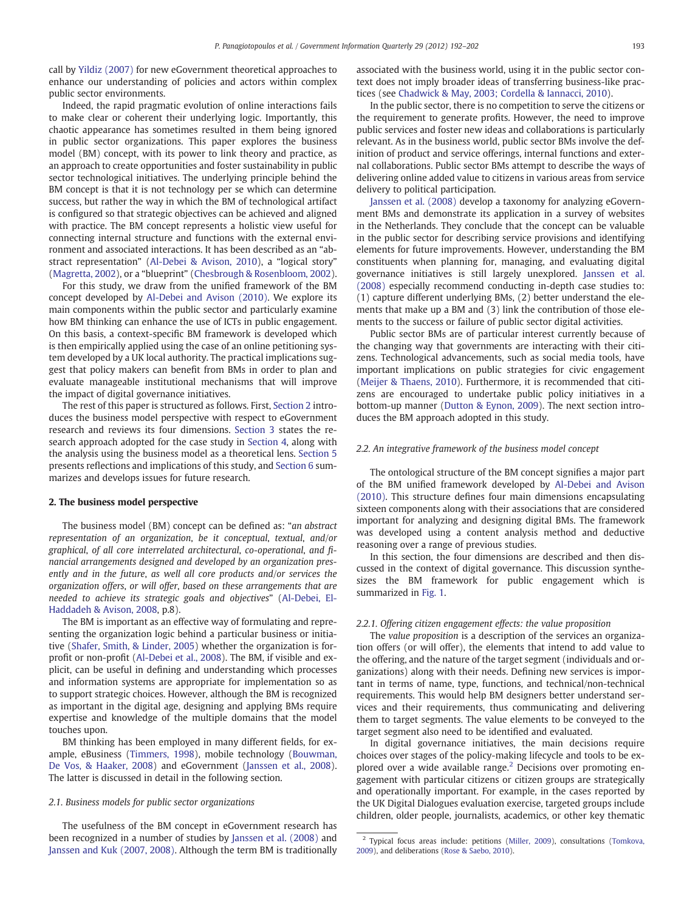call by Yildiz (2007) for new eGovernment theoretical approaches to enhance our understanding of policies and actors within complex public sector environments.

Indeed, the rapid pragmatic evolution of online interactions fails to make clear or coherent their underlying logic. Importantly, this chaotic appearance has sometimes resulted in them being ignored in public sector organizations. This paper explores the business model (BM) concept, with its power to link theory and practice, as an approach to create opportunities and foster sustainability in public sector technological initiatives. The underlying principle behind the BM concept is that it is not technology per se which can determine success, but rather the way in which the BM of technological artifact is configured so that strategic objectives can be achieved and aligned with practice. The BM concept represents a holistic view useful for connecting internal structure and functions with the external environment and associated interactions. It has been described as an "abstract representation" (Al-Debei & Avison, 2010), a "logical story" (Magretta, 2002), or a "blueprint" (Chesbrough & Rosenbloom, 2002).

For this study, we draw from the unified framework of the BM concept developed by Al-Debei and Avison (2010). We explore its main components within the public sector and particularly examine how BM thinking can enhance the use of ICTs in public engagement. On this basis, a context-specific BM framework is developed which is then empirically applied using the case of an online petitioning system developed by a UK local authority. The practical implications suggest that policy makers can benefit from BMs in order to plan and evaluate manageable institutional mechanisms that will improve the impact of digital governance initiatives.

The rest of this paper is structured as follows. First, Section 2 introduces the business model perspective with respect to eGovernment research and reviews its four dimensions. Section 3 states the research approach adopted for the case study in Section 4, along with the analysis using the business model as a theoretical lens. Section 5 presents reflections and implications of this study, and Section 6 summarizes and develops issues for future research.

## 2. The business model perspective

The business model (BM) concept can be defined as: "*an abstract representation of an organization, be it conceptual, textual, and/or graphical, of all core interrelated architectural, co-operational, and financial arrangements designed and developed by an organization presently and in the future, as well all core products and/or services the organization offers, or will offer, based on these arrangements that are needed to achieve its strategic goals and objectives*" (Al-Debei, El-Haddadeh & Avison, 2008, p.8).

The BM is important as an effective way of formulating and representing the organization logic behind a particular business or initiative (Shafer, Smith, & Linder, 2005) whether the organization is for-profit or non-profit (Al-Debei et al., 2008). The BM, if visible and explicit, can be useful in defining and understanding which processes and information systems are appropriate for implementation so as to support strategic choices. However, although the BM is recognized as important in the digital age, designing and applying BMs require expertise and knowledge of the multiple domains that the model touches upon.

BM thinking has been employed in many different fields, for example, eBusiness (Timmers, 1998), mobile technology (Bouwman, De Vos, & Haaker, 2008) and eGovernment (Janssen et al., 2008). The latter is discussed in detail in the following section.

### 2.1. Business models for public sector organizations

The usefulness of the BM concept in eGovernment research has been recognized in a number of studies by Janssen et al. (2008) and Janssen and Kuk (2007, 2008). Although the term BM is traditionally associated with the business world, using it in the public sector context does not imply broader ideas of transferring business-like practices (see Chadwick & May, 2003; Cordella & Iannacci, 2010).

In the public sector, there is no competition to serve the citizens or the requirement to generate profits. However, the need to improve public services and foster new ideas and collaborations is particularly relevant. As in the business world, public sector BMs involve the definition of product and service offerings, internal functions and external collaborations. Public sector BMs attempt to describe the ways of delivering online added value to citizens in various areas from service delivery to political participation.

Janssen et al. (2008) develop a taxonomy for analyzing eGovernment BMs and demonstrate its application in a survey of websites in the Netherlands. They conclude that the concept can be valuable in the public sector for describing service provisions and identifying elements for future improvements. However, understanding the BM constituents when planning for, managing, and evaluating digital governance initiatives is still largely unexplored. Janssen et al. (2008) especially recommend conducting in-depth case studies to: (1) capture different underlying BMs, (2) better understand the elements that make up a BM and (3) link the contribution of those elements to the success or failure of public sector digital activities.

Public sector BMs are of particular interest currently because of the changing way that governments are interacting with their citizens. Technological advancements, such as social media tools, have important implications on public strategies for civic engagement (Meijer & Thaens, 2010). Furthermore, it is recommended that citizens are encouraged to undertake public policy initiatives in a bottom-up manner (Dutton & Eynon, 2009). The next section introduces the BM approach adopted in this study.

### 2.2. An integrative framework of the business model concept

The ontological structure of the BM concept signifies a major part of the BM unified framework developed by Al-Debei and Avison (2010). This structure defines four main dimensions encapsulating sixteen components along with their associations that are considered important for analyzing and designing digital BMs. The framework was developed using a content analysis method and deductive reasoning over a range of previous studies.

In this section, the four dimensions are described and then discussed in the context of digital governance. This discussion synthesizes the BM framework for public engagement which is summarized in Fig. 1.

#### 2.2.1. Offering citizen engagement effects: the value proposition

The *value proposition* is a description of the services an organization offers (or will offer), the elements that intend to add value to the offering, and the nature of the target segment (individuals and organizations) along with their needs. Defining new services is important in terms of name, type, functions, and technical/non-technical requirements. This would help BM designers better understand services and their requirements, thus communicating and delivering them to target segments. The value elements to be conveyed to the target segment also need to be identified and evaluated.

In digital governance initiatives, the main decisions require choices over stages of the policy-making lifecycle and tools to be explored over a wide available range.[2] Decisions over promoting engagement with particular citizens or citizen groups are strategically and operationally important. For example, in the cases reported by the UK Digital Dialogues evaluation exercise, targeted groups include children, older people, journalists, academics, or other key thematic

---

[2] Typical focus areas include: petitions (Miller, 2009), consultations (Tomkova, 2009), and deliberations (Rose & Saebo, 2010).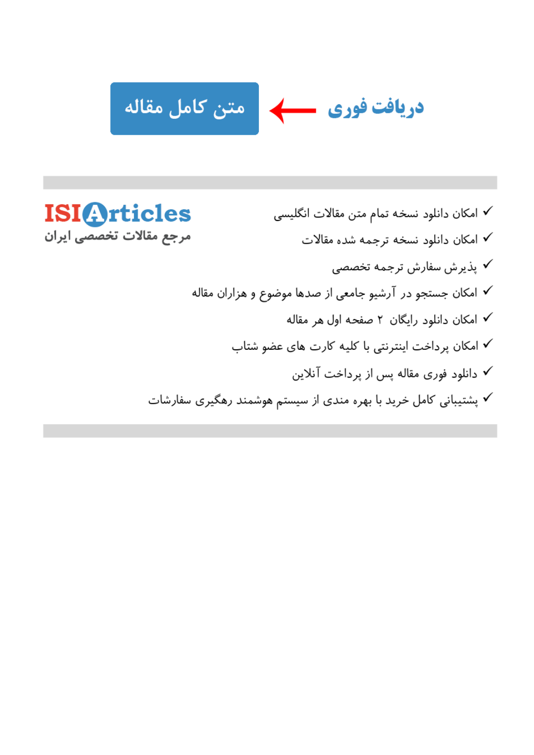دریافت فوری ← **متن کامل مقاله**

**ISIArticles**
مرجع مقالات تخصصی ایران

- ✓ امکان دانلود نسخه تمام متن مقالات انگلیسی
- ✓ امکان دانلود نسخه ترجمه شده مقالات
- ✓ پذیرش سفارش ترجمه تخصصی
- ✓ امکان جستجو در آرشیو جامعی از صدها موضوع و هزاران مقاله
- ✓ امکان دانلود رایگان ۲ صفحه اول هر مقاله
- ✓ امکان پرداخت اینترنتی با کلیه کارت های عضو شتاب
- ✓ دانلود فوری مقاله پس از پرداخت آنلاین
- ✓ پشتیبانی کامل خرید با بهره مندی از سیستم هوشمند رهگیری سفارشات